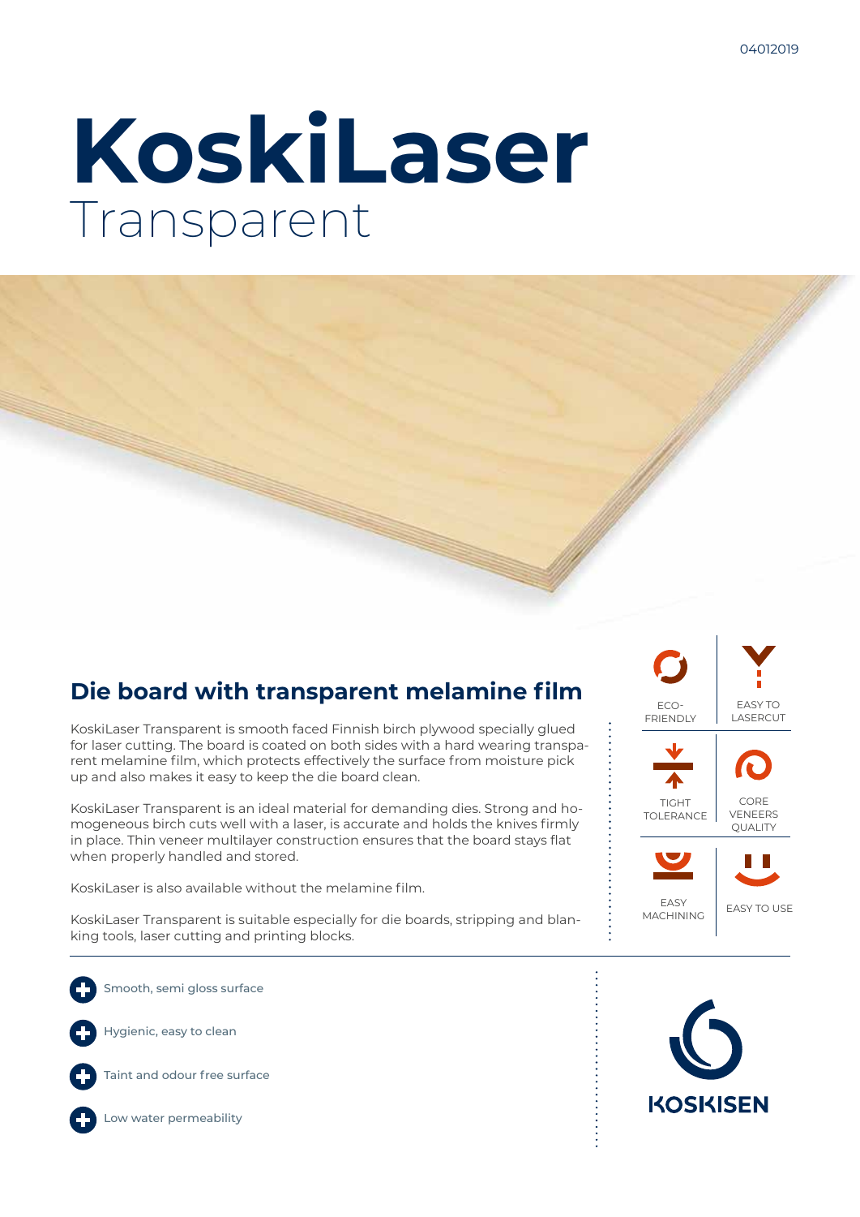04012019

# KoskiLaser
Transparent

## Die board with transparent melamine film

KoskiLaser Transparent is smooth faced Finnish birch plywood specially glued for laser cutting. The board is coated on both sides with a hard wearing transparent melamine film, which protects effectively the surface from moisture pick up and also makes it easy to keep the die board clean.

KoskiLaser Transparent is an ideal material for demanding dies. Strong and homogeneous birch cuts well with a laser, is accurate and holds the knives firmly in place. Thin veneer multilayer construction ensures that the board stays flat when properly handled and stored.

KoskiLaser is also available without the melamine film.

KoskiLaser Transparent is suitable especially for die boards, stripping and blanking tools, laser cutting and printing blocks.

- ECO-FRIENDLY
- EASY TO LASERCUT
- TIGHT TOLERANCE
- CORE VENEERS QUALITY
- EASY MACHINING
- EASY TO USE

- Smooth, semi gloss surface
- Hygienic, easy to clean
- Taint and odour free surface
- Low water permeability

KOSKISEN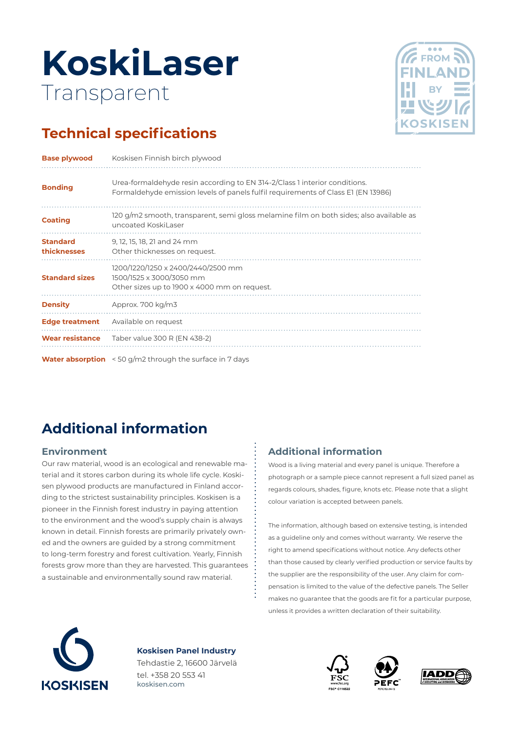# KoskiLaser
Transparent

## Technical specifications

| | |
|---|---|
| **Base plywood** | Koskisen Finnish birch plywood |
| **Bonding** | Urea-formaldehyde resin according to EN 314-2/Class 1 interior conditions. Formaldehyde emission levels of panels fulfil requirements of Class E1 (EN 13986) |
| **Coating** | 120 g/m2 smooth, transparent, semi gloss melamine film on both sides; also available as uncoated KoskiLaser |
| **Standard thicknesses** | 9, 12, 15, 18, 21 and 24 mm<br>Other thicknesses on request. |
| **Standard sizes** | 1200/1220/1250 x 2400/2440/2500 mm<br>1500/1525 x 3000/3050 mm<br>Other sizes up to 1900 x 4000 mm on request. |
| **Density** | Approx. 700 kg/m3 |
| **Edge treatment** | Available on request |
| **Wear resistance** | Taber value 300 R (EN 438-2) |
| **Water absorption** | < 50 g/m2 through the surface in 7 days |

## Additional information

### Environment

Our raw material, wood is an ecological and renewable material and it stores carbon during its whole life cycle. Koskisen plywood products are manufactured in Finland according to the strictest sustainability principles. Koskisen is a pioneer in the Finnish forest industry in paying attention to the environment and the wood's supply chain is always known in detail. Finnish forests are primarily privately owned and the owners are guided by a strong commitment to long-term forestry and forest cultivation. Yearly, Finnish forests grow more than they are harvested. This guarantees a sustainable and environmentally sound raw material.

### Additional information

Wood is a living material and every panel is unique. Therefore a photograph or a sample piece cannot represent a full sized panel as regards colours, shades, figure, knots etc. Please note that a slight colour variation is accepted between panels.

The information, although based on extensive testing, is intended as a guideline only and comes without warranty. We reserve the right to amend specifications without notice. Any defects other than those caused by clearly verified production or service faults by the supplier are the responsibility of the user. Any claim for compensation is limited to the value of the defective panels. The Seller makes no guarantee that the goods are fit for a particular purpose, unless it provides a written declaration of their suitability.

**Koskisen Panel Industry**
Tehdastie 2, 16600 Järvelä
tel. +358 20 553 41
koskisen.com